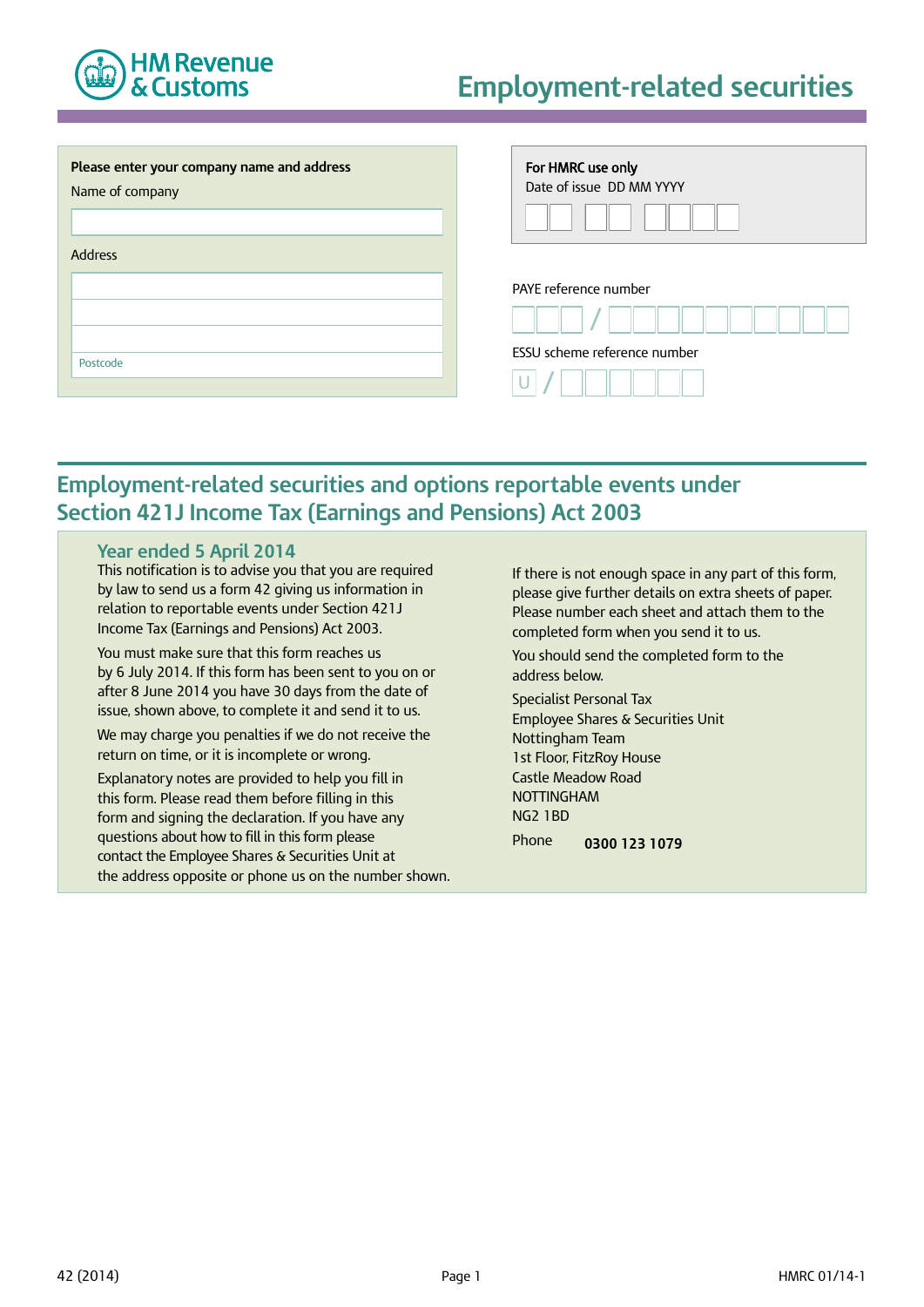HM Revenue & Customs

# Employment-related securities

**Please enter your company name and address**

Name of company

Address

Postcode

**For HMRC use only**

Date of issue DD MM YYYY

PAYE reference number

/

ESSU scheme reference number

U /

## Employment-related securities and options reportable events under Section 421J Income Tax (Earnings and Pensions) Act 2003

### Year ended 5 April 2014

This notification is to advise you that you are required by law to send us a form 42 giving us information in relation to reportable events under Section 421J Income Tax (Earnings and Pensions) Act 2003.

You must make sure that this form reaches us by 6 July 2014. If this form has been sent to you on or after 8 June 2014 you have 30 days from the date of issue, shown above, to complete it and send it to us.

We may charge you penalties if we do not receive the return on time, or it is incomplete or wrong.

Explanatory notes are provided to help you fill in this form. Please read them before filling in this form and signing the declaration. If you have any questions about how to fill in this form please contact the Employee Shares & Securities Unit at the address opposite or phone us on the number shown.

If there is not enough space in any part of this form, please give further details on extra sheets of paper. Please number each sheet and attach them to the completed form when you send it to us.

You should send the completed form to the address below.

Specialist Personal Tax
Employee Shares & Securities Unit
Nottingham Team
1st Floor, FitzRoy House
Castle Meadow Road
NOTTINGHAM
NG2 1BD

Phone **0300 123 1079**

42 (2014) HMRC 01/14-1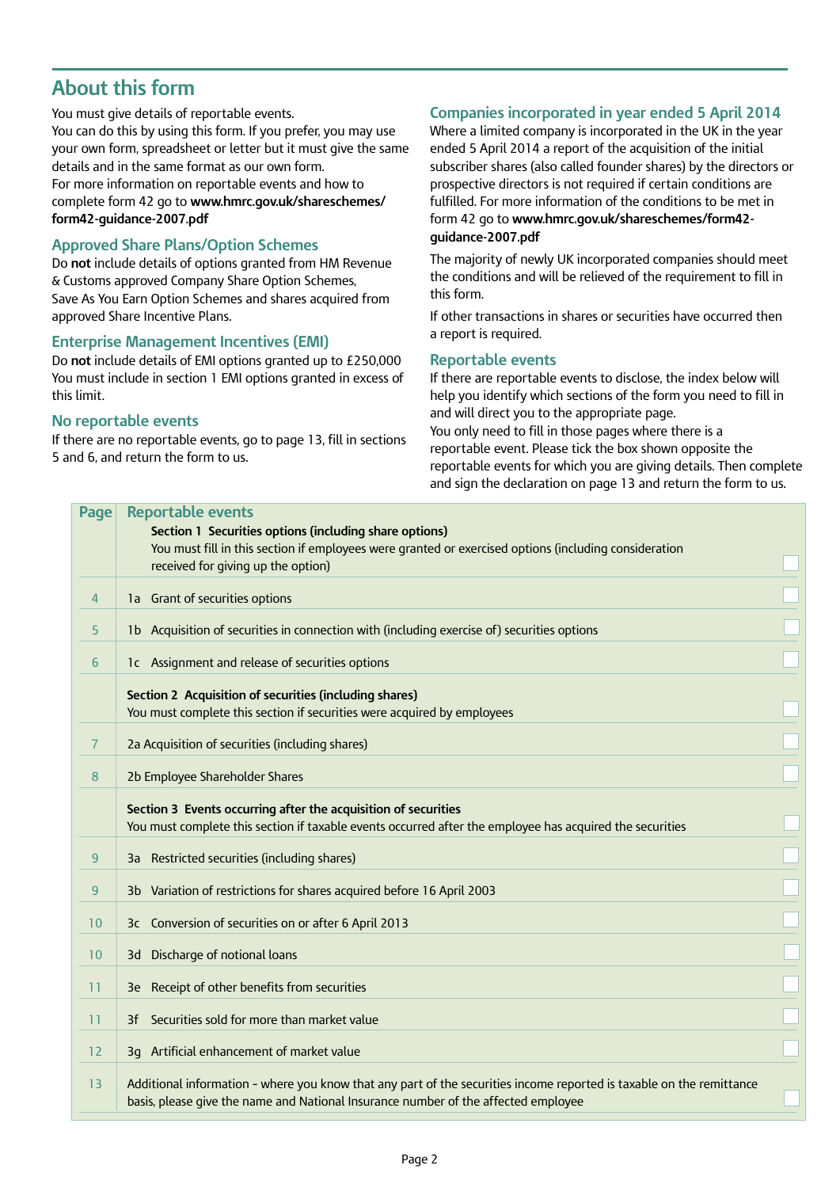## About this form

You must give details of reportable events.
You can do this by using this form. If you prefer, you may use your own form, spreadsheet or letter but it must give the same details and in the same format as our own form.
For more information on reportable events and how to complete form 42 go to **www.hmrc.gov.uk/shareschemes/form42-guidance-2007.pdf**

### Approved Share Plans/Option Schemes

Do **not** include details of options granted from HM Revenue & Customs approved Company Share Option Schemes, Save As You Earn Option Schemes and shares acquired from approved Share Incentive Plans.

### Enterprise Management Incentives (EMI)

Do **not** include details of EMI options granted up to £250,000
You must include in section 1 EMI options granted in excess of this limit.

### No reportable events

If there are no reportable events, go to page 13, fill in sections 5 and 6, and return the form to us.

### Companies incorporated in year ended 5 April 2014

Where a limited company is incorporated in the UK in the year ended 5 April 2014 a report of the acquisition of the initial subscriber shares (also called founder shares) by the directors or prospective directors is not required if certain conditions are fulfilled. For more information of the conditions to be met in form 42 go to **www.hmrc.gov.uk/shareschemes/form42-guidance-2007.pdf**

The majority of newly UK incorporated companies should meet the conditions and will be relieved of the requirement to fill in this form.

If other transactions in shares or securities have occurred then a report is required.

### Reportable events

If there are reportable events to disclose, the index below will help you identify which sections of the form you need to fill in and will direct you to the appropriate page.
You only need to fill in those pages where there is a reportable event. Please tick the box shown opposite the reportable events for which you are giving details. Then complete and sign the declaration on page 13 and return the form to us.

| Page | Reportable events | |
|---|---|---|
| | **Section 1 Securities options (including share options)** You must fill in this section if employees were granted or exercised options (including consideration received for giving up the option) | ☐ |
| 4 | 1a Grant of securities options | ☐ |
| 5 | 1b Acquisition of securities in connection with (including exercise of) securities options | ☐ |
| 6 | 1c Assignment and release of securities options | ☐ |
| | **Section 2 Acquisition of securities (including shares)** You must complete this section if securities were acquired by employees | ☐ |
| 7 | 2a Acquisition of securities (including shares) | ☐ |
| 8 | 2b Employee Shareholder Shares | ☐ |
| | **Section 3 Events occurring after the acquisition of securities** You must complete this section if taxable events occurred after the employee has acquired the securities | ☐ |
| 9 | 3a Restricted securities (including shares) | ☐ |
| 9 | 3b Variation of restrictions for shares acquired before 16 April 2003 | ☐ |
| 10 | 3c Conversion of securities on or after 6 April 2013 | ☐ |
| 10 | 3d Discharge of notional loans | ☐ |
| 11 | 3e Receipt of other benefits from securities | ☐ |
| 11 | 3f Securities sold for more than market value | ☐ |
| 12 | 3g Artificial enhancement of market value | ☐ |
| 13 | Additional information - where you know that any part of the securities income reported is taxable on the remittance basis, please give the name and National Insurance number of the affected employee | ☐ |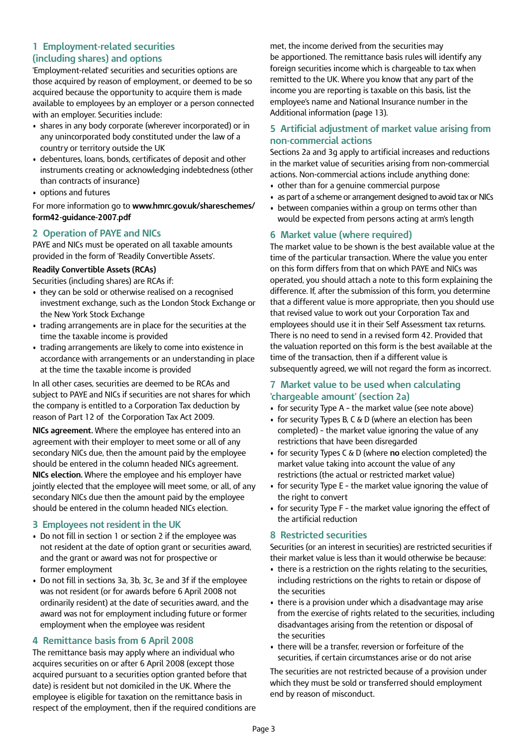## 1 Employment-related securities (including shares) and options

'Employment-related' securities and securities options are those acquired by reason of employment, or deemed to be so acquired because the opportunity to acquire them is made available to employees by an employer or a person connected with an employer. Securities include:

- shares in any body corporate (wherever incorporated) or in any unincorporated body constituted under the law of a country or territory outside the UK
- debentures, loans, bonds, certificates of deposit and other instruments creating or acknowledging indebtedness (other than contracts of insurance)
- options and futures

For more information go to **www.hmrc.gov.uk/shareschemes/form42-guidance-2007.pdf**

## 2 Operation of PAYE and NICs

PAYE and NICs must be operated on all taxable amounts provided in the form of 'Readily Convertible Assets'.

**Readily Convertible Assets (RCAs)**

Securities (including shares) are RCAs if:

- they can be sold or otherwise realised on a recognised investment exchange, such as the London Stock Exchange or the New York Stock Exchange
- trading arrangements are in place for the securities at the time the taxable income is provided
- trading arrangements are likely to come into existence in accordance with arrangements or an understanding in place at the time the taxable income is provided

In all other cases, securities are deemed to be RCAs and subject to PAYE and NICs if securities are not shares for which the company is entitled to a Corporation Tax deduction by reason of Part 12 of the Corporation Tax Act 2009.

**NICs agreement.** Where the employee has entered into an agreement with their employer to meet some or all of any secondary NICs due, then the amount paid by the employee should be entered in the column headed NICs agreement.
**NICs election.** Where the employee and his employer have jointly elected that the employee will meet some, or all, of any secondary NICs due then the amount paid by the employee should be entered in the column headed NICs election.

## 3 Employees not resident in the UK

- Do not fill in section 1 or section 2 if the employee was not resident at the date of option grant or securities award, and the grant or award was not for prospective or former employment
- Do not fill in sections 3a, 3b, 3c, 3e and 3f if the employee was not resident (or for awards before 6 April 2008 not ordinarily resident) at the date of securities award, and the award was not for employment including future or former employment when the employee was resident

## 4 Remittance basis from 6 April 2008

The remittance basis may apply where an individual who acquires securities on or after 6 April 2008 (except those acquired pursuant to a securities option granted before that date) is resident but not domiciled in the UK. Where the employee is eligible for taxation on the remittance basis in respect of the employment, then if the required conditions are met, the income derived from the securities may be apportioned. The remittance basis rules will identify any foreign securities income which is chargeable to tax when remitted to the UK. Where you know that any part of the income you are reporting is taxable on this basis, list the employee's name and National Insurance number in the Additional information (page 13).

## 5 Artificial adjustment of market value arising from non-commercial actions

Sections 2a and 3g apply to artificial increases and reductions in the market value of securities arising from non-commercial actions. Non-commercial actions include anything done:

- other than for a genuine commercial purpose
- as part of a scheme or arrangement designed to avoid tax or NICs
- between companies within a group on terms other than would be expected from persons acting at arm's length

## 6 Market value (where required)

The market value to be shown is the best available value at the time of the particular transaction. Where the value you enter on this form differs from that on which PAYE and NICs was operated, you should attach a note to this form explaining the difference. If, after the submission of this form, you determine that a different value is more appropriate, then you should use that revised value to work out your Corporation Tax and employees should use it in their Self Assessment tax returns. There is no need to send in a revised form 42. Provided that the valuation reported on this form is the best available at the time of the transaction, then if a different value is subsequently agreed, we will not regard the form as incorrect.

## 7 Market value to be used when calculating 'chargeable amount' (section 2a)

- for security Type A - the market value (see note above)
- for security Types B, C & D (where an election has been completed) - the market value ignoring the value of any restrictions that have been disregarded
- for security Types C & D (where **no** election completed) the market value taking into account the value of any restrictions (the actual or restricted market value)
- for security Type E - the market value ignoring the value of the right to convert
- for security Type F - the market value ignoring the effect of the artificial reduction

## 8 Restricted securities

Securities (or an interest in securities) are restricted securities if their market value is less than it would otherwise be because:

- there is a restriction on the rights relating to the securities, including restrictions on the rights to retain or dispose of the securities
- there is a provision under which a disadvantage may arise from the exercise of rights related to the securities, including disadvantages arising from the retention or disposal of the securities
- there will be a transfer, reversion or forfeiture of the securities, if certain circumstances arise or do not arise

The securities are not restricted because of a provision under which they must be sold or transferred should employment end by reason of misconduct.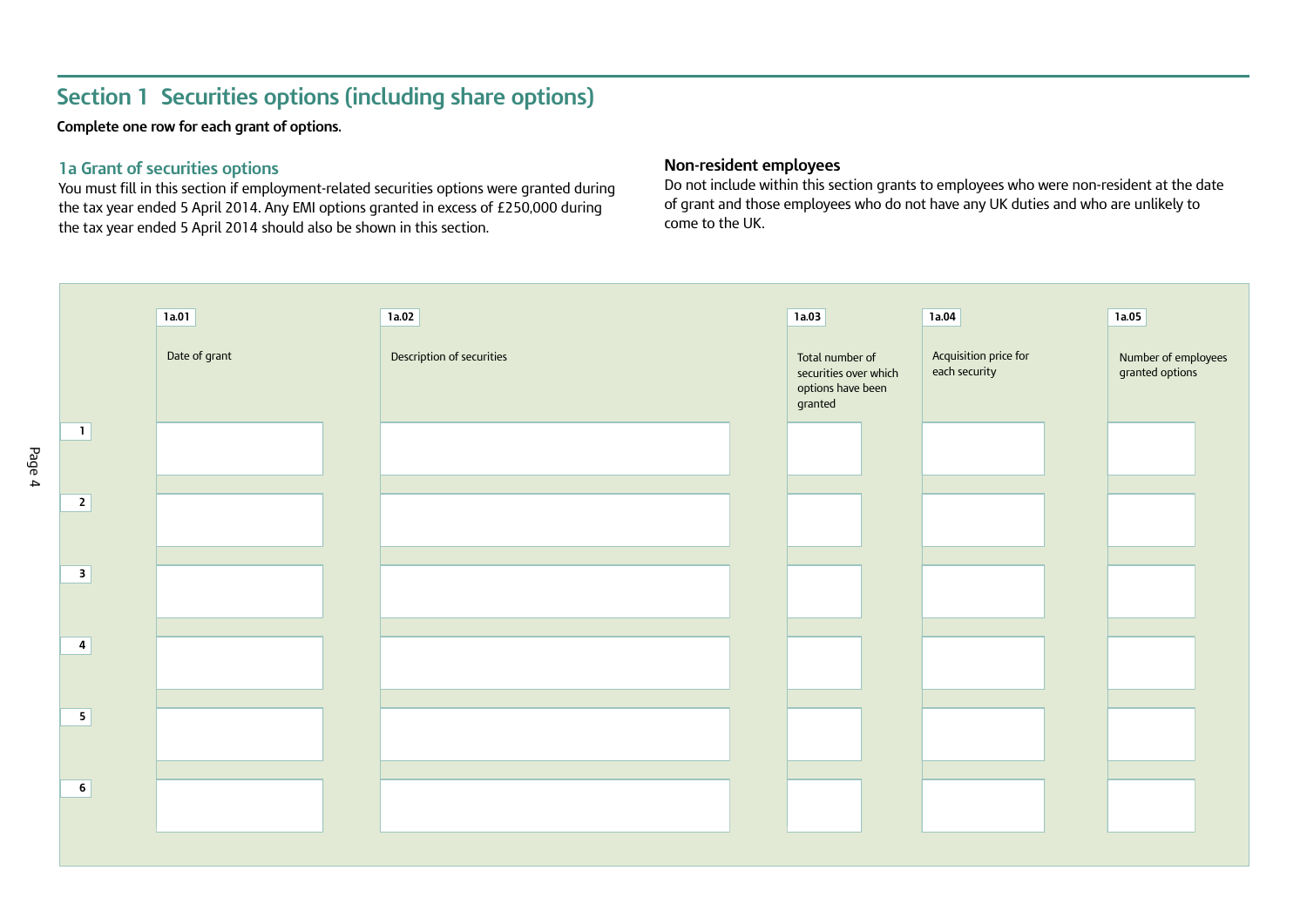## Section 1 Securities options (including share options)

**Complete one row for each grant of options.**

### 1a Grant of securities options

You must fill in this section if employment-related securities options were granted during the tax year ended 5 April 2014. Any EMI options granted in excess of £250,000 during the tax year ended 5 April 2014 should also be shown in this section.

### Non-resident employees

Do not include within this section grants to employees who were non-resident at the date of grant and those employees who do not have any UK duties and who are unlikely to come to the UK.

| | 1a.01 Date of grant | 1a.02 Description of securities | 1a.03 Total number of securities over which options have been granted | 1a.04 Acquisition price for each security | 1a.05 Number of employees granted options |
|---|---|---|---|---|---|
| 1 | | | | | |
| 2 | | | | | |
| 3 | | | | | |
| 4 | | | | | |
| 5 | | | | | |
| 6 | | | | | |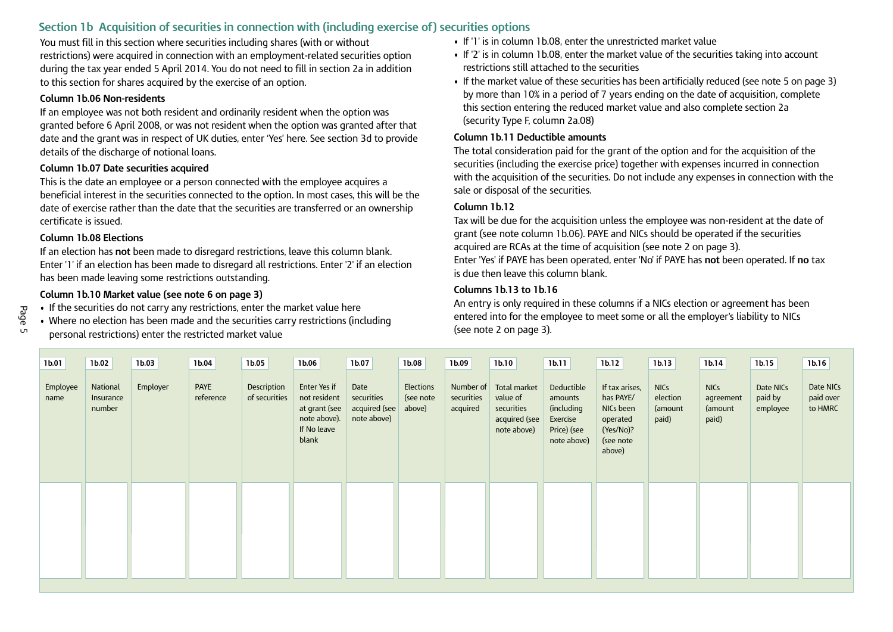## Section 1b Acquisition of securities in connection with (including exercise of) securities options

You must fill in this section where securities including shares (with or without restrictions) were acquired in connection with an employment-related securities option during the tax year ended 5 April 2014. You do not need to fill in section 2a in addition to this section for shares acquired by the exercise of an option.

### Column 1b.06 Non-residents

If an employee was not both resident and ordinarily resident when the option was granted before 6 April 2008, or was not resident when the option was granted after that date and the grant was in respect of UK duties, enter 'Yes' here. See section 3d to provide details of the discharge of notional loans.

### Column 1b.07 Date securities acquired

This is the date an employee or a person connected with the employee acquires a beneficial interest in the securities connected to the option. In most cases, this will be the date of exercise rather than the date that the securities are transferred or an ownership certificate is issued.

### Column 1b.08 Elections

If an election has **not** been made to disregard restrictions, leave this column blank. Enter '1' if an election has been made to disregard all restrictions. Enter '2' if an election has been made leaving some restrictions outstanding.

### Column 1b.10 Market value (see note 6 on page 3)

- If the securities do not carry any restrictions, enter the market value here
- Where no election has been made and the securities carry restrictions (including personal restrictions) enter the restricted market value
- If '1' is in column 1b.08, enter the unrestricted market value
- If '2' is in column 1b.08, enter the market value of the securities taking into account restrictions still attached to the securities
- If the market value of these securities has been artificially reduced (see note 5 on page 3) by more than 10% in a period of 7 years ending on the date of acquisition, complete this section entering the reduced market value and also complete section 2a (security Type F, column 2a.08)

### Column 1b.11 Deductible amounts

The total consideration paid for the grant of the option and for the acquisition of the securities (including the exercise price) together with expenses incurred in connection with the acquisition of the securities. Do not include any expenses in connection with the sale or disposal of the securities.

### Column 1b.12

Tax will be due for the acquisition unless the employee was non-resident at the date of grant (see note column 1b.06). PAYE and NICs should be operated if the securities acquired are RCAs at the time of acquisition (see note 2 on page 3).
Enter 'Yes' if PAYE has been operated, enter 'No' if PAYE has **not** been operated. If **no** tax is due then leave this column blank.

### Columns 1b.13 to 1b.16

An entry is only required in these columns if a NICs election or agreement has been entered into for the employee to meet some or all the employer's liability to NICs (see note 2 on page 3).

| 1b.01 | 1b.02 | 1b.03 | 1b.04 | 1b.05 | 1b.06 | 1b.07 | 1b.08 | 1b.09 | 1b.10 | 1b.11 | 1b.12 | 1b.13 | 1b.14 | 1b.15 | 1b.16 |
|---|---|---|---|---|---|---|---|---|---|---|---|---|---|---|---|
| Employee name | National Insurance number | Employer | PAYE reference | Description of securities | Enter Yes if not resident at grant (see note above). If No leave blank | Date securities acquired (see note above) | Elections (see note above) | Number of securities acquired | Total market value of securities acquired (see note above) | Deductible amounts (including Exercise Price) (see note above) | If tax arises, has PAYE/NICs been operated (Yes/No)? (see note above) | NICs election (amount paid) | NICs agreement (amount paid) | Date NICs paid by employee | Date NICs paid over to HMRC |
| | | | | | | | | | | | | | | | |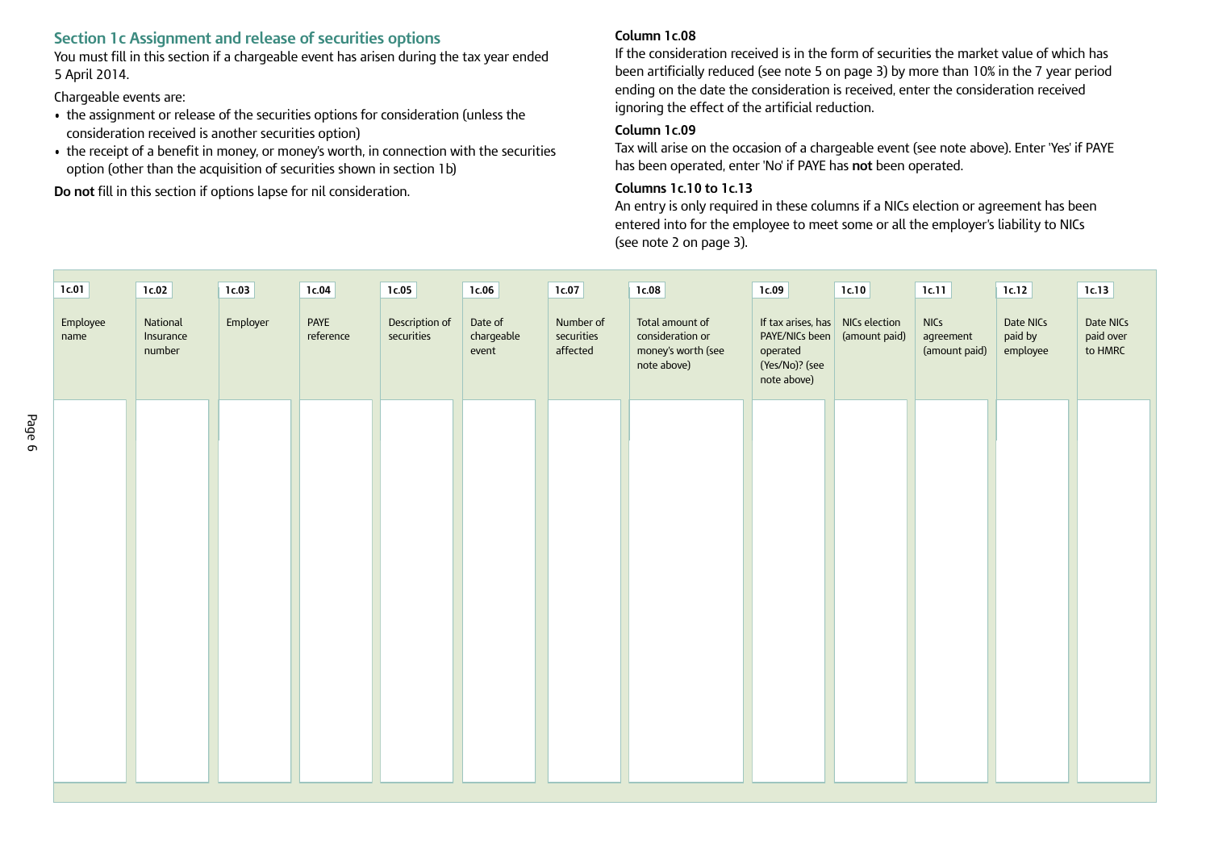## Section 1c Assignment and release of securities options

You must fill in this section if a chargeable event has arisen during the tax year ended 5 April 2014.

Chargeable events are:

- the assignment or release of the securities options for consideration (unless the consideration received is another securities option)
- the receipt of a benefit in money, or money's worth, in connection with the securities option (other than the acquisition of securities shown in section 1b)

**Do not** fill in this section if options lapse for nil consideration.

### Column 1c.08

If the consideration received is in the form of securities the market value of which has been artificially reduced (see note 5 on page 3) by more than 10% in the 7 year period ending on the date the consideration is received, enter the consideration received ignoring the effect of the artificial reduction.

### Column 1c.09

Tax will arise on the occasion of a chargeable event (see note above). Enter 'Yes' if PAYE has been operated, enter 'No' if PAYE has **not** been operated.

### Columns 1c.10 to 1c.13

An entry is only required in these columns if a NICs election or agreement has been entered into for the employee to meet some or all the employer's liability to NICs (see note 2 on page 3).

| 1c.01 Employee name | 1c.02 National Insurance number | 1c.03 Employer | 1c.04 PAYE reference | 1c.05 Description of securities | 1c.06 Date of chargeable event | 1c.07 Number of securities affected | 1c.08 Total amount of consideration or money's worth (see note above) | 1c.09 If tax arises, has PAYE/NICs been operated (Yes/No)? (see note above) | 1c.10 NICs election (amount paid) | 1c.11 NICs agreement (amount paid) | 1c.12 Date NICs paid by employee | 1c.13 Date NICs paid over to HMRC |
|---|---|---|---|---|---|---|---|---|---|---|---|---|
| | | | | | | | | | | | | |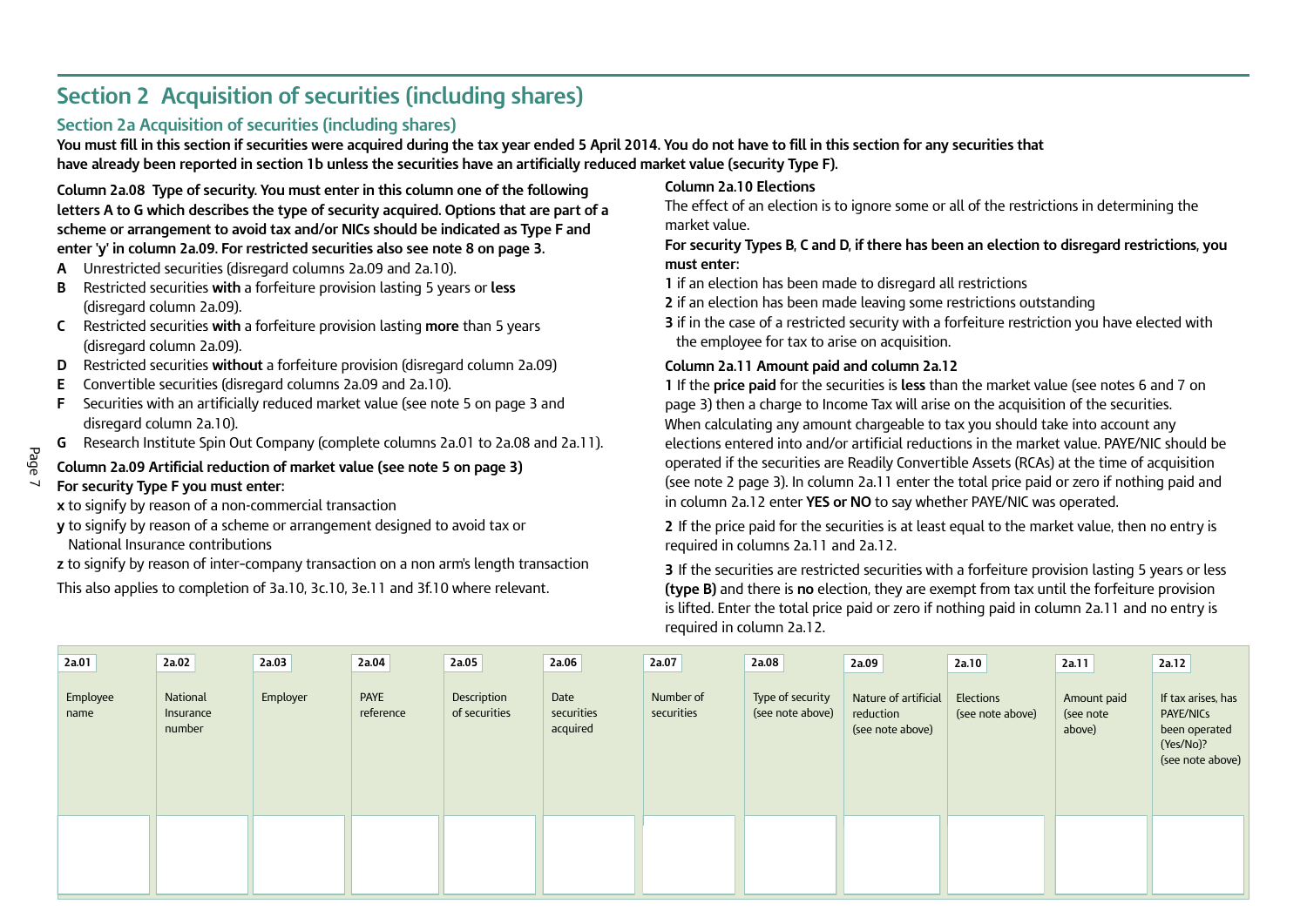# Section 2 Acquisition of securities (including shares)

## Section 2a Acquisition of securities (including shares)

**You must fill in this section if securities were acquired during the tax year ended 5 April 2014. You do not have to fill in this section for any securities that have already been reported in section 1b unless the securities have an artificially reduced market value (security Type F).**

**Column 2a.08 Type of security. You must enter in this column one of the following letters A to G which describes the type of security acquired. Options that are part of a scheme or arrangement to avoid tax and/or NICs should be indicated as Type F and enter 'y' in column 2a.09. For restricted securities also see note 8 on page 3.**

- **A** Unrestricted securities (disregard columns 2a.09 and 2a.10).
- **B** Restricted securities **with** a forfeiture provision lasting 5 years or **less** (disregard column 2a.09).
- **C** Restricted securities **with** a forfeiture provision lasting **more** than 5 years (disregard column 2a.09).
- **D** Restricted securities **without** a forfeiture provision (disregard column 2a.09)
- **E** Convertible securities (disregard columns 2a.09 and 2a.10).
- **F** Securities with an artificially reduced market value (see note 5 on page 3 and disregard column 2a.10).
- **G** Research Institute Spin Out Company (complete columns 2a.01 to 2a.08 and 2a.11).

**Column 2a.09 Artificial reduction of market value (see note 5 on page 3)**
**For security Type F you must enter:**

- **x** to signify by reason of a non-commercial transaction
- **y** to signify by reason of a scheme or arrangement designed to avoid tax or National Insurance contributions
- **z** to signify by reason of inter-company transaction on a non arm's length transaction

This also applies to completion of 3a.10, 3c.10, 3e.11 and 3f.10 where relevant.

**Column 2a.10 Elections**

The effect of an election is to ignore some or all of the restrictions in determining the market value.

**For security Types B, C and D, if there has been an election to disregard restrictions, you must enter:**

- **1** if an election has been made to disregard all restrictions
- **2** if an election has been made leaving some restrictions outstanding
- **3** if in the case of a restricted security with a forfeiture restriction you have elected with the employee for tax to arise on acquisition.

**Column 2a.11 Amount paid and column 2a.12**

**1** If the **price paid** for the securities is **less** than the market value (see notes 6 and 7 on page 3) then a charge to Income Tax will arise on the acquisition of the securities. When calculating any amount chargeable to tax you should take into account any elections entered into and/or artificial reductions in the market value. PAYE/NIC should be operated if the securities are Readily Convertible Assets (RCAs) at the time of acquisition (see note 2 page 3). In column 2a.11 enter the total price paid or zero if nothing paid and in column 2a.12 enter **YES or NO** to say whether PAYE/NIC was operated.

**2** If the price paid for the securities is at least equal to the market value, then no entry is required in columns 2a.11 and 2a.12.

**3** If the securities are restricted securities with a forfeiture provision lasting 5 years or less **(type B)** and there is **no** election, they are exempt from tax until the forfeiture provision is lifted. Enter the total price paid or zero if nothing paid in column 2a.11 and no entry is required in column 2a.12.

| 2a.01 | 2a.02 | 2a.03 | 2a.04 | 2a.05 | 2a.06 | 2a.07 | 2a.08 | 2a.09 | 2a.10 | 2a.11 | 2a.12 |
|---|---|---|---|---|---|---|---|---|---|---|---|
| Employee name | National Insurance number | Employer | PAYE reference | Description of securities | Date securities acquired | Number of securities | Type of security (see note above) | Nature of artificial reduction (see note above) | Elections (see note above) | Amount paid (see note above) | If tax arises, has PAYE/NICs been operated (Yes/No)? (see note above) |
| | | | | | | | | | | | |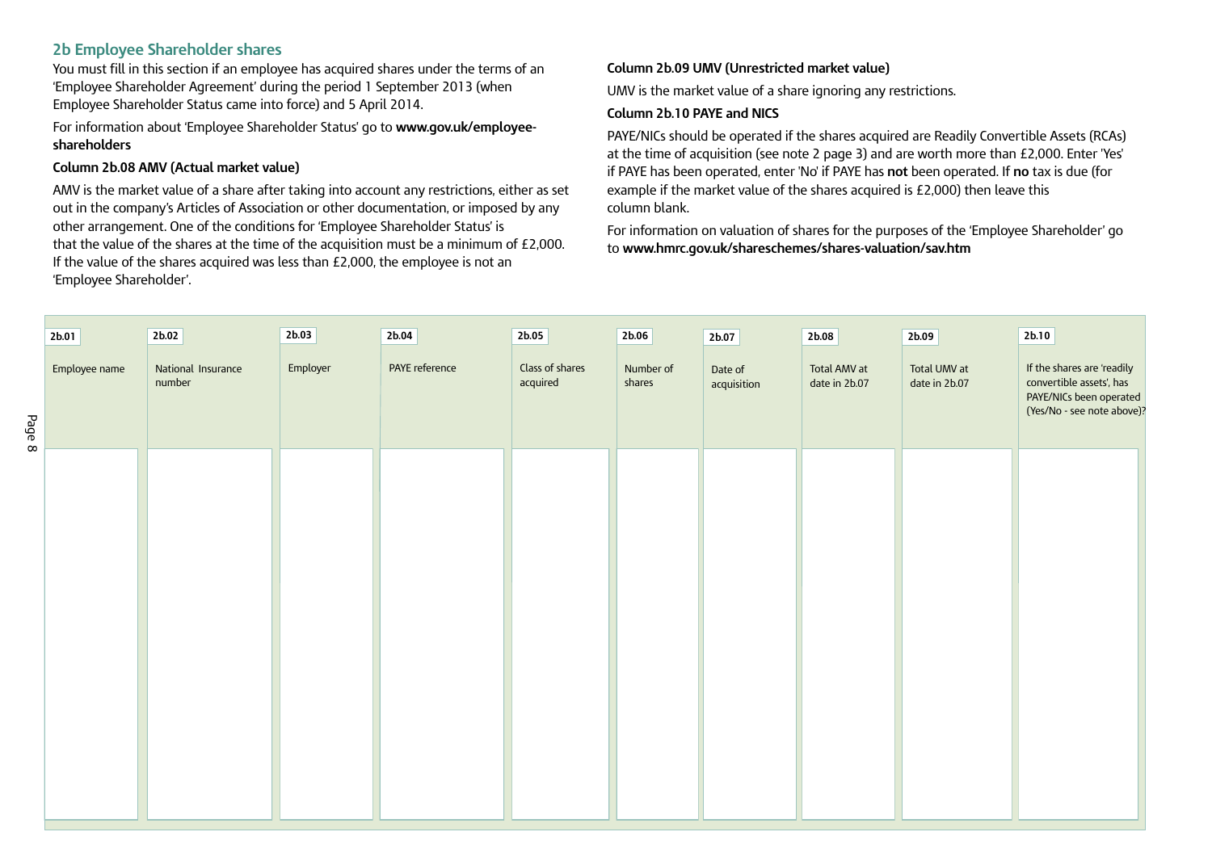## 2b Employee Shareholder shares

You must fill in this section if an employee has acquired shares under the terms of an 'Employee Shareholder Agreement' during the period 1 September 2013 (when Employee Shareholder Status came into force) and 5 April 2014.

For information about 'Employee Shareholder Status' go to **www.gov.uk/employee-shareholders**

**Column 2b.08 AMV (Actual market value)**

AMV is the market value of a share after taking into account any restrictions, either as set out in the company's Articles of Association or other documentation, or imposed by any other arrangement. One of the conditions for 'Employee Shareholder Status' is that the value of the shares at the time of the acquisition must be a minimum of £2,000. If the value of the shares acquired was less than £2,000, the employee is not an 'Employee Shareholder'.

**Column 2b.09 UMV (Unrestricted market value)**

UMV is the market value of a share ignoring any restrictions.

**Column 2b.10 PAYE and NICS**

PAYE/NICs should be operated if the shares acquired are Readily Convertible Assets (RCAs) at the time of acquisition (see note 2 page 3) and are worth more than £2,000. Enter 'Yes' if PAYE has been operated, enter 'No' if PAYE has **not** been operated. If **no** tax is due (for example if the market value of the shares acquired is £2,000) then leave this column blank.

For information on valuation of shares for the purposes of the 'Employee Shareholder' go to **www.hmrc.gov.uk/shareschemes/shares-valuation/sav.htm**

| 2b.01 Employee name | 2b.02 National Insurance number | 2b.03 Employer | 2b.04 PAYE reference | 2b.05 Class of shares acquired | 2b.06 Number of shares | 2b.07 Date of acquisition | 2b.08 Total AMV at date in 2b.07 | 2b.09 Total UMV at date in 2b.07 | 2b.10 If the shares are 'readily convertible assets', has PAYE/NICs been operated (Yes/No - see note above)? |
|---|---|---|---|---|---|---|---|---|---|
| | | | | | | | | | |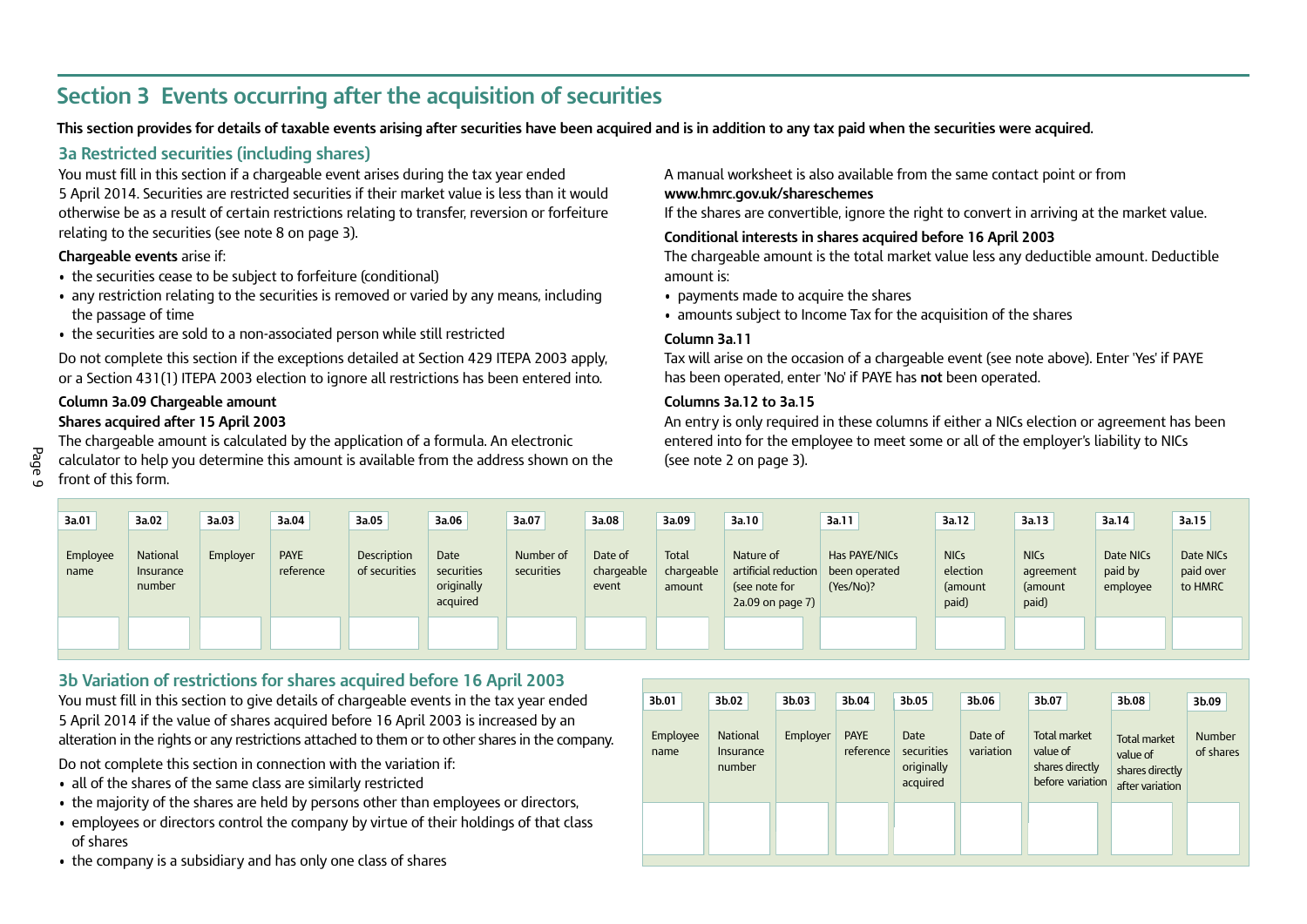## Section 3 Events occurring after the acquisition of securities

**This section provides for details of taxable events arising after securities have been acquired and is in addition to any tax paid when the securities were acquired.**

### 3a Restricted securities (including shares)

You must fill in this section if a chargeable event arises during the tax year ended 5 April 2014. Securities are restricted securities if their market value is less than it would otherwise be as a result of certain restrictions relating to transfer, reversion or forfeiture relating to the securities (see note 8 on page 3).

**Chargeable events** arise if:

- the securities cease to be subject to forfeiture (conditional)
- any restriction relating to the securities is removed or varied by any means, including the passage of time
- the securities are sold to a non-associated person while still restricted

Do not complete this section if the exceptions detailed at Section 429 ITEPA 2003 apply, or a Section 431(1) ITEPA 2003 election to ignore all restrictions has been entered into.

**Column 3a.09 Chargeable amount**

**Shares acquired after 15 April 2003**

The chargeable amount is calculated by the application of a formula. An electronic calculator to help you determine this amount is available from the address shown on the front of this form.

A manual worksheet is also available from the same contact point or from **www.hmrc.gov.uk/shareschemes**

If the shares are convertible, ignore the right to convert in arriving at the market value.

**Conditional interests in shares acquired before 16 April 2003**

The chargeable amount is the total market value less any deductible amount. Deductible amount is:

- payments made to acquire the shares
- amounts subject to Income Tax for the acquisition of the shares

**Column 3a.11**

Tax will arise on the occasion of a chargeable event (see note above). Enter 'Yes' if PAYE has been operated, enter 'No' if PAYE has **not** been operated.

**Columns 3a.12 to 3a.15**

An entry is only required in these columns if either a NICs election or agreement has been entered into for the employee to meet some or all of the employer's liability to NICs (see note 2 on page 3).

| 3a.01 | 3a.02 | 3a.03 | 3a.04 | 3a.05 | 3a.06 | 3a.07 | 3a.08 | 3a.09 | 3a.10 | 3a.11 | 3a.12 | 3a.13 | 3a.14 | 3a.15 |
|---|---|---|---|---|---|---|---|---|---|---|---|---|---|---|
| Employee name | National Insurance number | Employer | PAYE reference | Description of securities | Date securities originally acquired | Number of securities | Date of chargeable event | Total chargeable amount | Nature of artificial reduction (see note for 2a.09 on page 7) | Has PAYE/NICs been operated (Yes/No)? | NICs election (amount paid) | NICs agreement (amount paid) | Date NICs paid by employee | Date NICs paid over to HMRC |
| | | | | | | | | | | | | | | |

### 3b Variation of restrictions for shares acquired before 16 April 2003

You must fill in this section to give details of chargeable events in the tax year ended 5 April 2014 if the value of shares acquired before 16 April 2003 is increased by an alteration in the rights or any restrictions attached to them or to other shares in the company.

Do not complete this section in connection with the variation if:

- all of the shares of the same class are similarly restricted
- the majority of the shares are held by persons other than employees or directors,
- employees or directors control the company by virtue of their holdings of that class of shares
- the company is a subsidiary and has only one class of shares

| 3b.01 | 3b.02 | 3b.03 | 3b.04 | 3b.05 | 3b.06 | 3b.07 | 3b.08 | 3b.09 |
|---|---|---|---|---|---|---|---|---|
| Employee name | National Insurance number | Employer | PAYE reference | Date securities originally acquired | Date of variation | Total market value of shares directly before variation | Total market value of shares directly after variation | Number of shares |
| | | | | | | | | |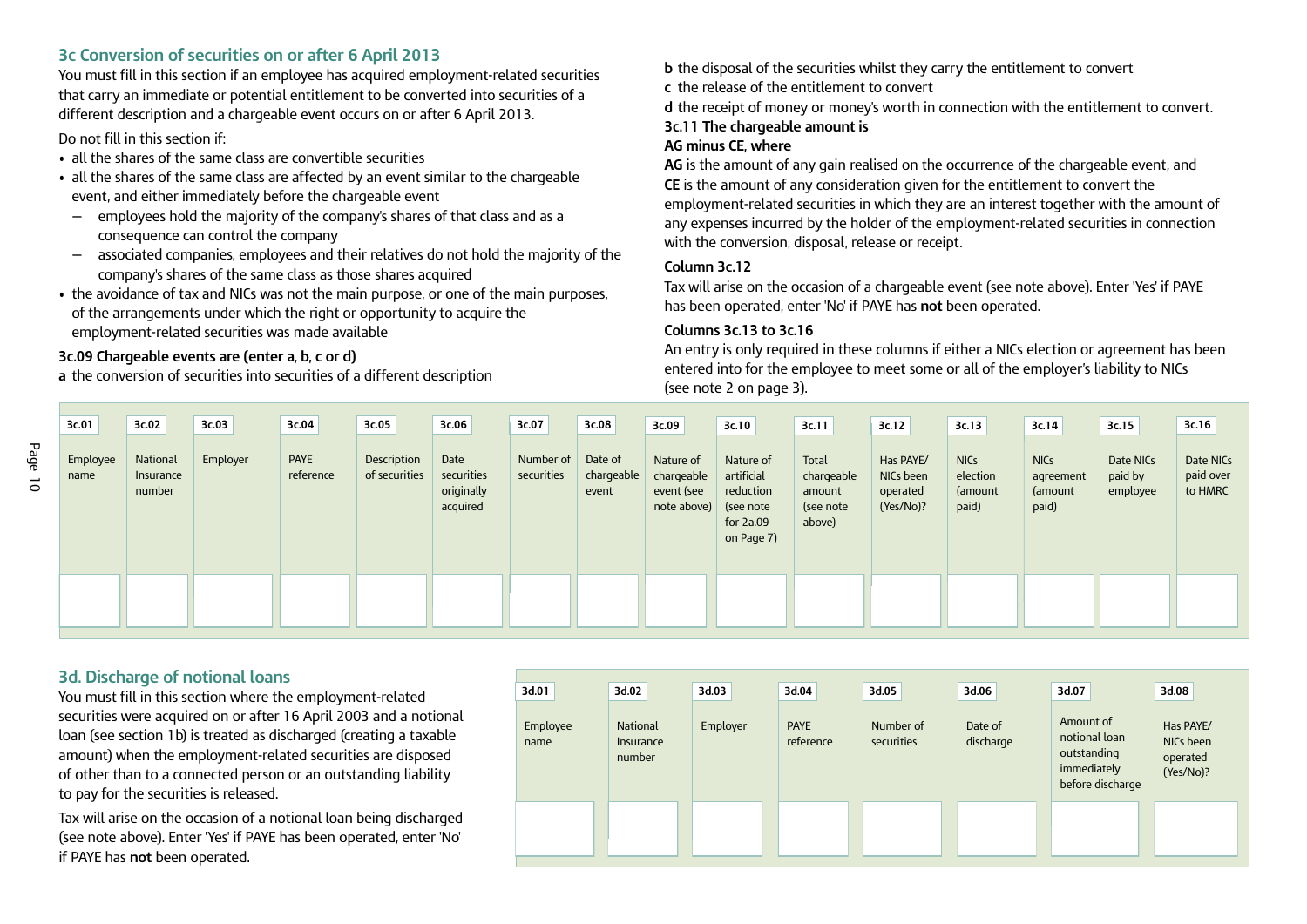## 3c Conversion of securities on or after 6 April 2013

You must fill in this section if an employee has acquired employment-related securities that carry an immediate or potential entitlement to be converted into securities of a different description and a chargeable event occurs on or after 6 April 2013.

Do not fill in this section if:

- all the shares of the same class are convertible securities
- all the shares of the same class are affected by an event similar to the chargeable event, and either immediately before the chargeable event
  - employees hold the majority of the company's shares of that class and as a consequence can control the company
  - associated companies, employees and their relatives do not hold the majority of the company's shares of the same class as those shares acquired
- the avoidance of tax and NICs was not the main purpose, or one of the main purposes, of the arrangements under which the right or opportunity to acquire the employment-related securities was made available

**3c.09 Chargeable events are (enter a, b, c or d)**

**a** the conversion of securities into securities of a different description

**b** the disposal of the securities whilst they carry the entitlement to convert

**c** the release of the entitlement to convert

**d** the receipt of money or money's worth in connection with the entitlement to convert.

**3c.11 The chargeable amount is**

**AG minus CE, where**

**AG** is the amount of any gain realised on the occurrence of the chargeable event, and

**CE** is the amount of any consideration given for the entitlement to convert the employment-related securities in which they are an interest together with the amount of any expenses incurred by the holder of the employment-related securities in connection with the conversion, disposal, release or receipt.

**Column 3c.12**

Tax will arise on the occasion of a chargeable event (see note above). Enter 'Yes' if PAYE has been operated, enter 'No' if PAYE has **not** been operated.

**Columns 3c.13 to 3c.16**

An entry is only required in these columns if either a NICs election or agreement has been entered into for the employee to meet some or all of the employer's liability to NICs (see note 2 on page 3).

| 3c.01 | 3c.02 | 3c.03 | 3c.04 | 3c.05 | 3c.06 | 3c.07 | 3c.08 | 3c.09 | 3c.10 | 3c.11 | 3c.12 | 3c.13 | 3c.14 | 3c.15 | 3c.16 |
|---|---|---|---|---|---|---|---|---|---|---|---|---|---|---|---|
| Employee name | National Insurance number | Employer | PAYE reference | Description of securities | Date securities originally acquired | Number of securities | Date of chargeable event | Nature of chargeable event (see note above) | Nature of artificial reduction (see note for 2a.09 on Page 7) | Total chargeable amount (see note above) | Has PAYE/ NICs been operated (Yes/No)? | NICs election (amount paid) | NICs agreement (amount paid) | Date NICs paid by employee | Date NICs paid over to HMRC |
| | | | | | | | | | | | | | | | |

## 3d. Discharge of notional loans

You must fill in this section where the employment-related securities were acquired on or after 16 April 2003 and a notional loan (see section 1b) is treated as discharged (creating a taxable amount) when the employment-related securities are disposed of other than to a connected person or an outstanding liability to pay for the securities is released.

Tax will arise on the occasion of a notional loan being discharged (see note above). Enter 'Yes' if PAYE has been operated, enter 'No' if PAYE has **not** been operated.

| 3d.01 | 3d.02 | 3d.03 | 3d.04 | 3d.05 | 3d.06 | 3d.07 | 3d.08 |
|---|---|---|---|---|---|---|---|
| Employee name | National Insurance number | Employer | PAYE reference | Number of securities | Date of discharge | Amount of notional loan outstanding immediately before discharge | Has PAYE/ NICs been operated (Yes/No)? |
| | | | | | | | |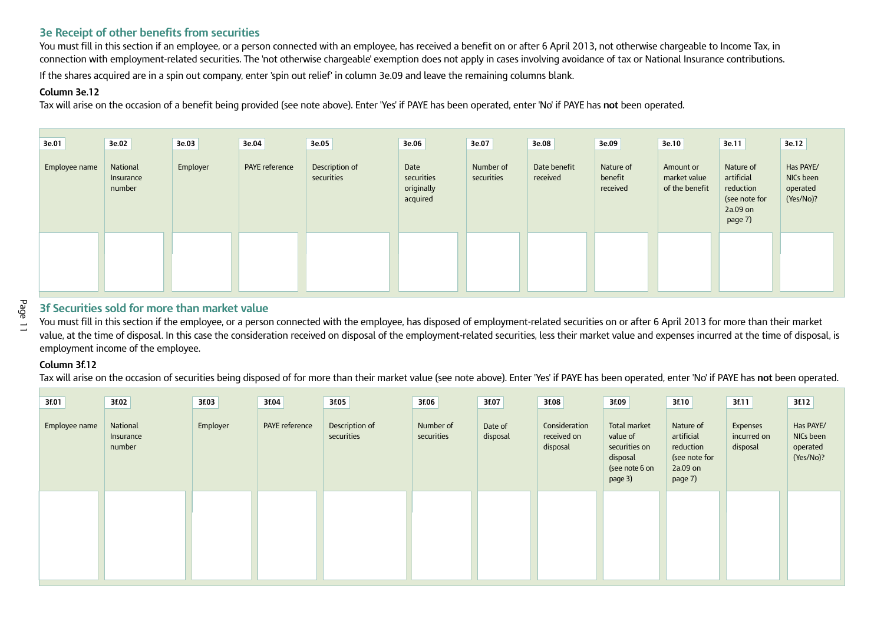## 3e Receipt of other benefits from securities

You must fill in this section if an employee, or a person connected with an employee, has received a benefit on or after 6 April 2013, not otherwise chargeable to Income Tax, in connection with employment-related securities. The 'not otherwise chargeable' exemption does not apply in cases involving avoidance of tax or National Insurance contributions.

If the shares acquired are in a spin out company, enter 'spin out relief' in column 3e.09 and leave the remaining columns blank.

**Column 3e.12**

Tax will arise on the occasion of a benefit being provided (see note above). Enter 'Yes' if PAYE has been operated, enter 'No' if PAYE has **not** been operated.

| 3e.01 Employee name | 3e.02 National Insurance number | 3e.03 Employer | 3e.04 PAYE reference | 3e.05 Description of securities | 3e.06 Date securities originally acquired | 3e.07 Number of securities | 3e.08 Date benefit received | 3e.09 Nature of benefit received | 3e.10 Amount or market value of the benefit | 3e.11 Nature of artificial reduction (see note for 2a.09 on page 7) | 3e.12 Has PAYE/ NICs been operated (Yes/No)? |
|---|---|---|---|---|---|---|---|---|---|---|---|
| | | | | | | | | | | | |

## 3f Securities sold for more than market value

You must fill in this section if the employee, or a person connected with the employee, has disposed of employment-related securities on or after 6 April 2013 for more than their market value, at the time of disposal. In this case the consideration received on disposal of the employment-related securities, less their market value and expenses incurred at the time of disposal, is employment income of the employee.

**Column 3f.12**

Tax will arise on the occasion of securities being disposed of for more than their market value (see note above). Enter 'Yes' if PAYE has been operated, enter 'No' if PAYE has **not** been operated.

| 3f.01 Employee name | 3f.02 National Insurance number | 3f.03 Employer | 3f.04 PAYE reference | 3f.05 Description of securities | 3f.06 Number of securities | 3f.07 Date of disposal | 3f.08 Consideration received on disposal | 3f.09 Total market value of securities on disposal (see note 6 on page 3) | 3f.10 Nature of artificial reduction (see note for 2a.09 on page 7) | 3f.11 Expenses incurred on disposal | 3f.12 Has PAYE/ NICs been operated (Yes/No)? |
|---|---|---|---|---|---|---|---|---|---|---|---|
| | | | | | | | | | | | |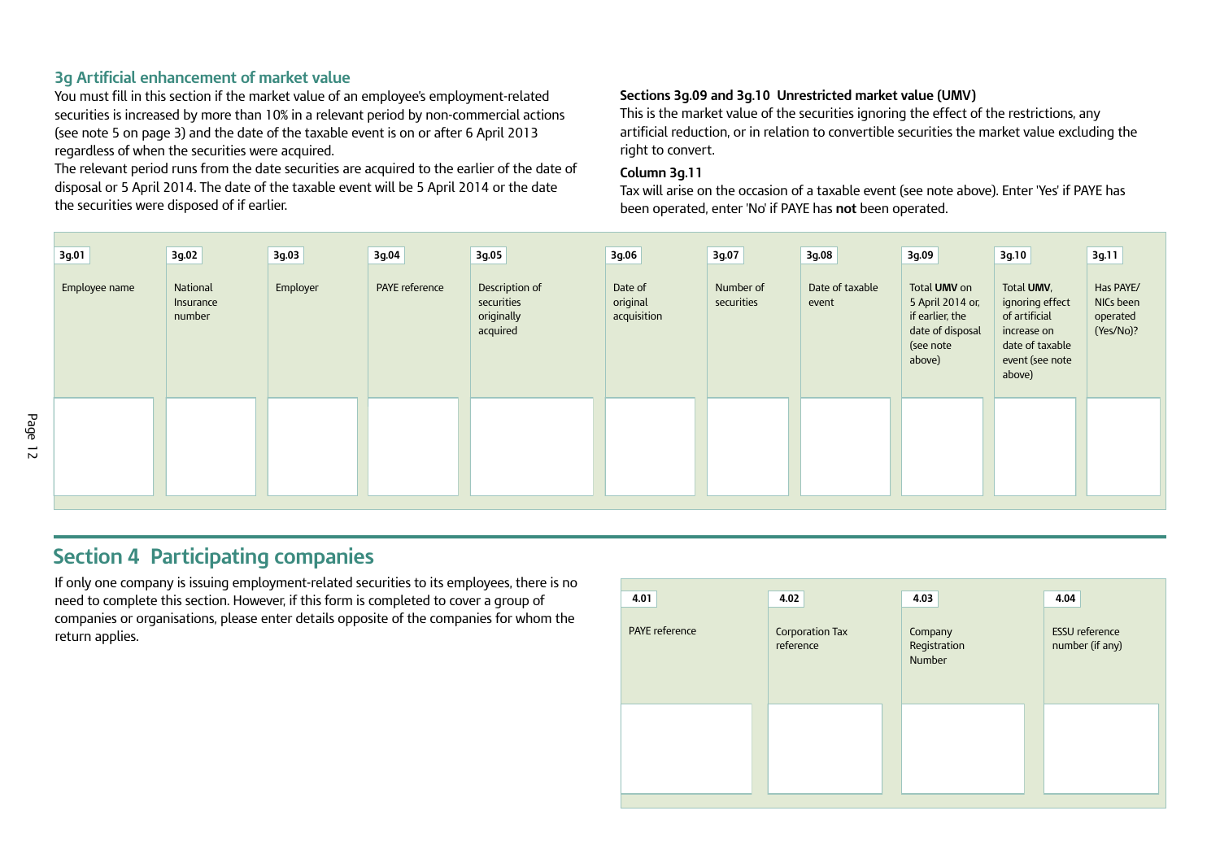## 3g Artificial enhancement of market value

You must fill in this section if the market value of an employee's employment-related securities is increased by more than 10% in a relevant period by non-commercial actions (see note 5 on page 3) and the date of the taxable event is on or after 6 April 2013 regardless of when the securities were acquired.

The relevant period runs from the date securities are acquired to the earlier of the date of disposal or 5 April 2014. The date of the taxable event will be 5 April 2014 or the date the securities were disposed of if earlier.

**Sections 3g.09 and 3g.10 Unrestricted market value (UMV)**

This is the market value of the securities ignoring the effect of the restrictions, any artificial reduction, or in relation to convertible securities the market value excluding the right to convert.

**Column 3g.11**

Tax will arise on the occasion of a taxable event (see note above). Enter 'Yes' if PAYE has been operated, enter 'No' if PAYE has **not** been operated.

| 3g.01 | 3g.02 | 3g.03 | 3g.04 | 3g.05 | 3g.06 | 3g.07 | 3g.08 | 3g.09 | 3g.10 | 3g.11 |
|---|---|---|---|---|---|---|---|---|---|---|
| Employee name | National Insurance number | Employer | PAYE reference | Description of securities originally acquired | Date of original acquisition | Number of securities | Date of taxable event | Total **UMV** on 5 April 2014 or, if earlier, the date of disposal (see note above) | Total **UMV**, ignoring effect of artificial increase on date of taxable event (see note above) | Has PAYE/ NICs been operated (Yes/No)? |
| | | | | | | | | | | |

## Section 4 Participating companies

If only one company is issuing employment-related securities to its employees, there is no need to complete this section. However, if this form is completed to cover a group of companies or organisations, please enter details opposite of the companies for whom the return applies.

| 4.01 | 4.02 | 4.03 | 4.04 |
|---|---|---|---|
| PAYE reference | Corporation Tax reference | Company Registration Number | ESSU reference number (if any) |
| | | | |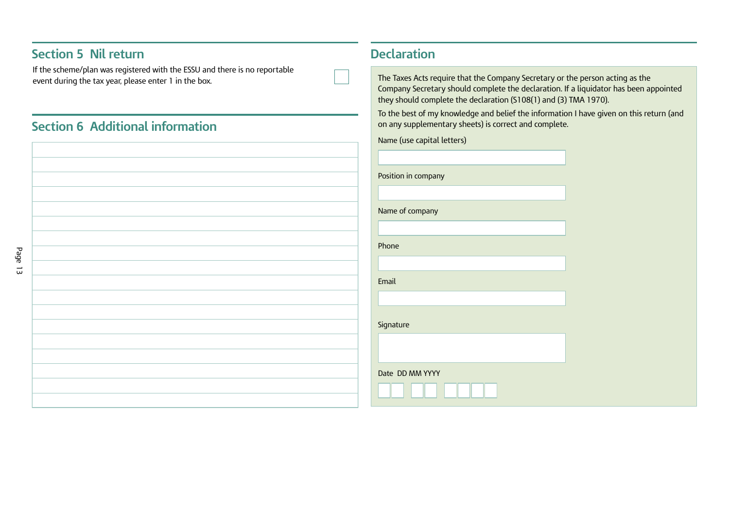## Section 5 Nil return

If the scheme/plan was registered with the ESSU and there is no reportable event during the tax year, please enter 1 in the box.

## Section 6 Additional information

## Declaration

The Taxes Acts require that the Company Secretary or the person acting as the Company Secretary should complete the declaration. If a liquidator has been appointed they should complete the declaration (S108(1) and (3) TMA 1970).

To the best of my knowledge and belief the information I have given on this return (and on any supplementary sheets) is correct and complete.

Name (use capital letters)

Position in company

Name of company

Phone

Email

Signature

Date DD MM YYYY